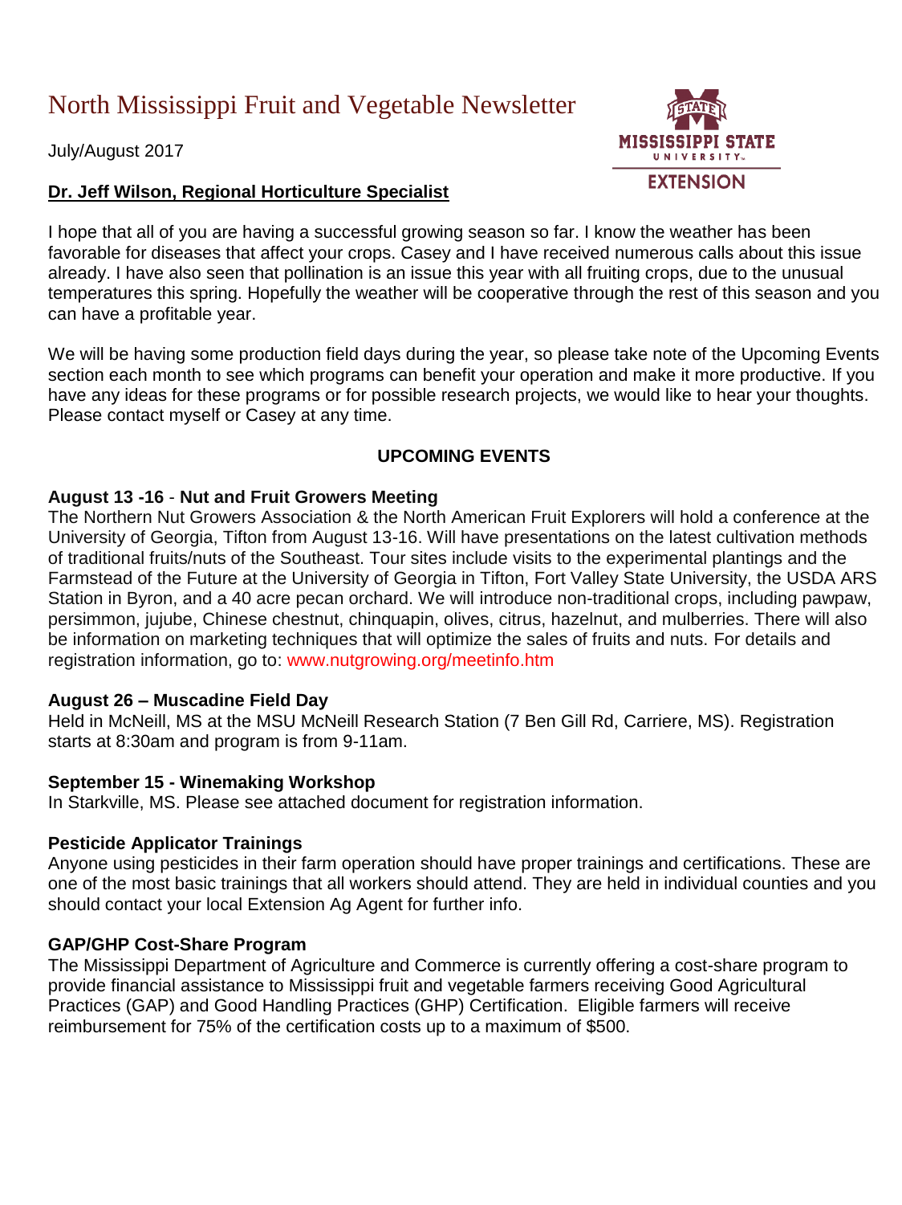# North Mississippi Fruit and Vegetable Newsletter

July/August 2017

**Dr. Jeff Wilson, Regional Horticulture Specialist**

I hope that all of you are having a successful growing season so far. I know the weather has been favorable for diseases that affect your crops. Casey and I have received numerous calls about this issue already. I have also seen that pollination is an issue this year with all fruiting crops, due to the unusual temperatures this spring. Hopefully the weather will be cooperative through the rest of this season and you can have a profitable year.

We will be having some production field days during the year, so please take note of the Upcoming Events section each month to see which programs can benefit your operation and make it more productive. If you have any ideas for these programs or for possible research projects, we would like to hear your thoughts. Please contact myself or Casey at any time.

## UPCOMING EVENTS

**August 13 -16 - Nut and Fruit Growers Meeting**

The Northern Nut Growers Association & the North American Fruit Explorers will hold a conference at the University of Georgia, Tifton from August 13-16. Will have presentations on the latest cultivation methods of traditional fruits/nuts of the Southeast. Tour sites include visits to the experimental plantings and the Farmstead of the Future at the University of Georgia in Tifton, Fort Valley State University, the USDA ARS Station in Byron, and a 40 acre pecan orchard. We will introduce non-traditional crops, including pawpaw, persimmon, jujube, Chinese chestnut, chinquapin, olives, citrus, hazelnut, and mulberries. There will also be information on marketing techniques that will optimize the sales of fruits and nuts. For details and registration information, go to: www.nutgrowing.org/meetinfo.htm

**August 26 – Muscadine Field Day**

Held in McNeill, MS at the MSU McNeill Research Station (7 Ben Gill Rd, Carriere, MS). Registration starts at 8:30am and program is from 9-11am.

**September 15 - Winemaking Workshop**

In Starkville, MS. Please see attached document for registration information.

**Pesticide Applicator Trainings**

Anyone using pesticides in their farm operation should have proper trainings and certifications. These are one of the most basic trainings that all workers should attend. They are held in individual counties and you should contact your local Extension Ag Agent for further info.

**GAP/GHP Cost-Share Program**

The Mississippi Department of Agriculture and Commerce is currently offering a cost-share program to provide financial assistance to Mississippi fruit and vegetable farmers receiving Good Agricultural Practices (GAP) and Good Handling Practices (GHP) Certification. Eligible farmers will receive reimbursement for 75% of the certification costs up to a maximum of $500.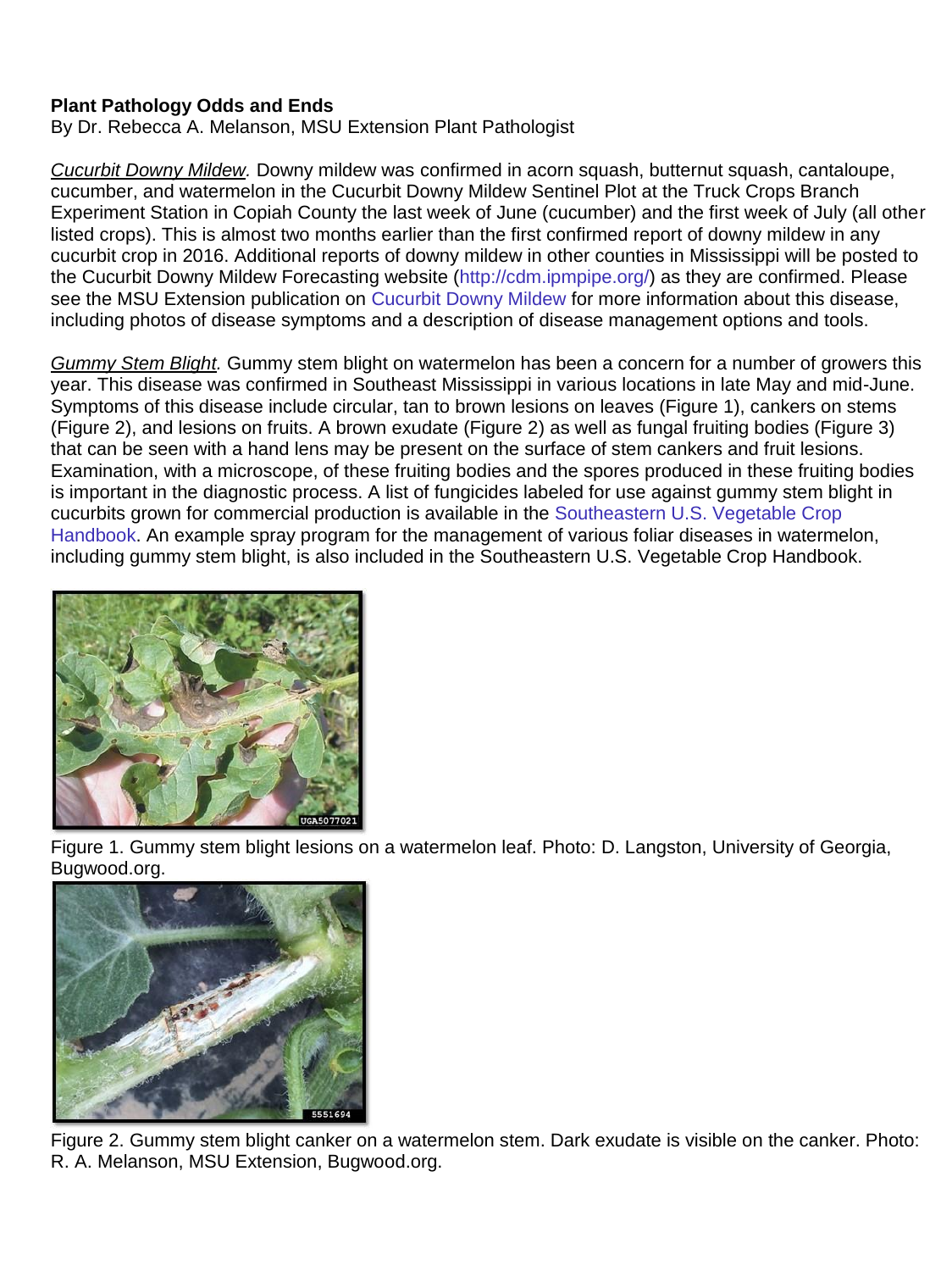**Plant Pathology Odds and Ends**

By Dr. Rebecca A. Melanson, MSU Extension Plant Pathologist

*Cucurbit Downy Mildew.* Downy mildew was confirmed in acorn squash, butternut squash, cantaloupe, cucumber, and watermelon in the Cucurbit Downy Mildew Sentinel Plot at the Truck Crops Branch Experiment Station in Copiah County the last week of June (cucumber) and the first week of July (all other listed crops). This is almost two months earlier than the first confirmed report of downy mildew in any cucurbit crop in 2016. Additional reports of downy mildew in other counties in Mississippi will be posted to the Cucurbit Downy Mildew Forecasting website (http://cdm.ipmpipe.org/) as they are confirmed. Please see the MSU Extension publication on Cucurbit Downy Mildew for more information about this disease, including photos of disease symptoms and a description of disease management options and tools.

*Gummy Stem Blight.* Gummy stem blight on watermelon has been a concern for a number of growers this year. This disease was confirmed in Southeast Mississippi in various locations in late May and mid-June. Symptoms of this disease include circular, tan to brown lesions on leaves (Figure 1), cankers on stems (Figure 2), and lesions on fruits. A brown exudate (Figure 2) as well as fungal fruiting bodies (Figure 3) that can be seen with a hand lens may be present on the surface of stem cankers and fruit lesions. Examination, with a microscope, of these fruiting bodies and the spores produced in these fruiting bodies is important in the diagnostic process. A list of fungicides labeled for use against gummy stem blight in cucurbits grown for commercial production is available in the Southeastern U.S. Vegetable Crop Handbook. An example spray program for the management of various foliar diseases in watermelon, including gummy stem blight, is also included in the Southeastern U.S. Vegetable Crop Handbook.

Figure 1. Gummy stem blight lesions on a watermelon leaf. Photo: D. Langston, University of Georgia, Bugwood.org.

Figure 2. Gummy stem blight canker on a watermelon stem. Dark exudate is visible on the canker. Photo: R. A. Melanson, MSU Extension, Bugwood.org.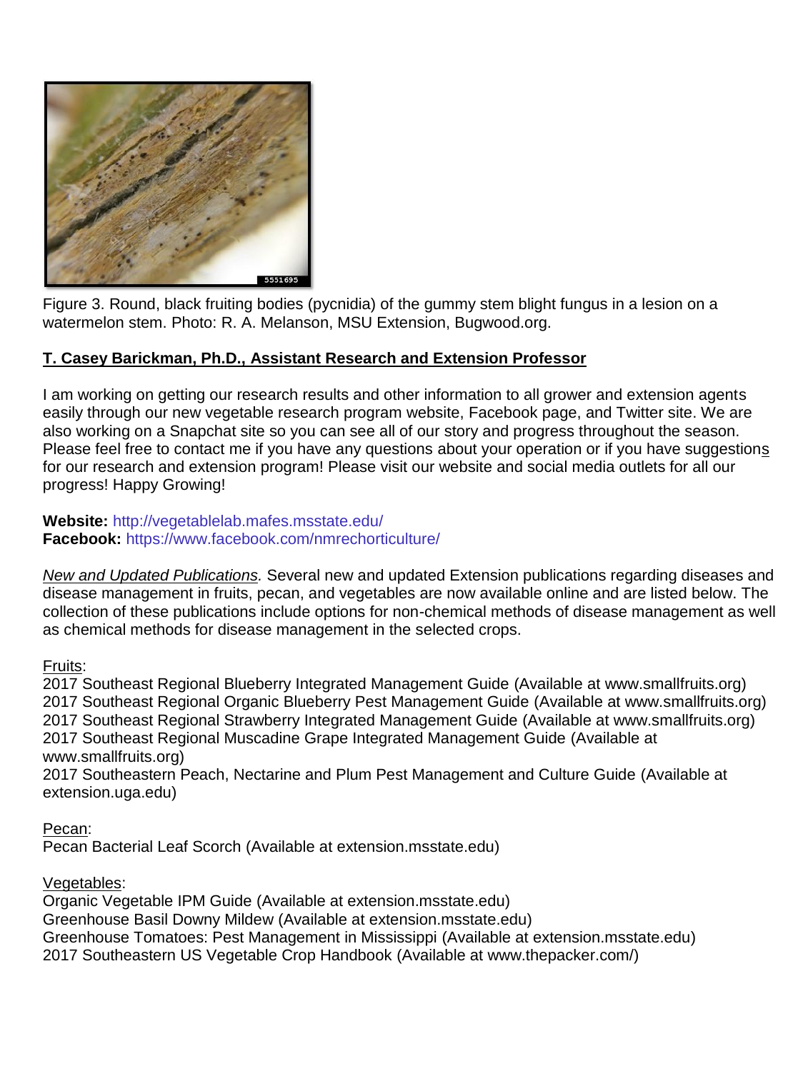Figure 3. Round, black fruiting bodies (pycnidia) of the gummy stem blight fungus in a lesion on a watermelon stem. Photo: R. A. Melanson, MSU Extension, Bugwood.org.

**T. Casey Barickman, Ph.D., Assistant Research and Extension Professor**

I am working on getting our research results and other information to all grower and extension agents easily through our new vegetable research program website, Facebook page, and Twitter site. We are also working on a Snapchat site so you can see all of our story and progress throughout the season. Please feel free to contact me if you have any questions about your operation or if you have suggestions for our research and extension program! Please visit our website and social media outlets for all our progress! Happy Growing!

**Website:** http://vegetablelab.mafes.msstate.edu/
**Facebook:** https://www.facebook.com/nmrechorticulture/

*New and Updated Publications.* Several new and updated Extension publications regarding diseases and disease management in fruits, pecan, and vegetables are now available online and are listed below. The collection of these publications include options for non-chemical methods of disease management as well as chemical methods for disease management in the selected crops.

Fruits:
2017 Southeast Regional Blueberry Integrated Management Guide (Available at www.smallfruits.org)
2017 Southeast Regional Organic Blueberry Pest Management Guide (Available at www.smallfruits.org)
2017 Southeast Regional Strawberry Integrated Management Guide (Available at www.smallfruits.org)
2017 Southeast Regional Muscadine Grape Integrated Management Guide (Available at www.smallfruits.org)
2017 Southeastern Peach, Nectarine and Plum Pest Management and Culture Guide (Available at extension.uga.edu)

Pecan:
Pecan Bacterial Leaf Scorch (Available at extension.msstate.edu)

Vegetables:
Organic Vegetable IPM Guide (Available at extension.msstate.edu)
Greenhouse Basil Downy Mildew (Available at extension.msstate.edu)
Greenhouse Tomatoes: Pest Management in Mississippi (Available at extension.msstate.edu)
2017 Southeastern US Vegetable Crop Handbook (Available at www.thepacker.com/)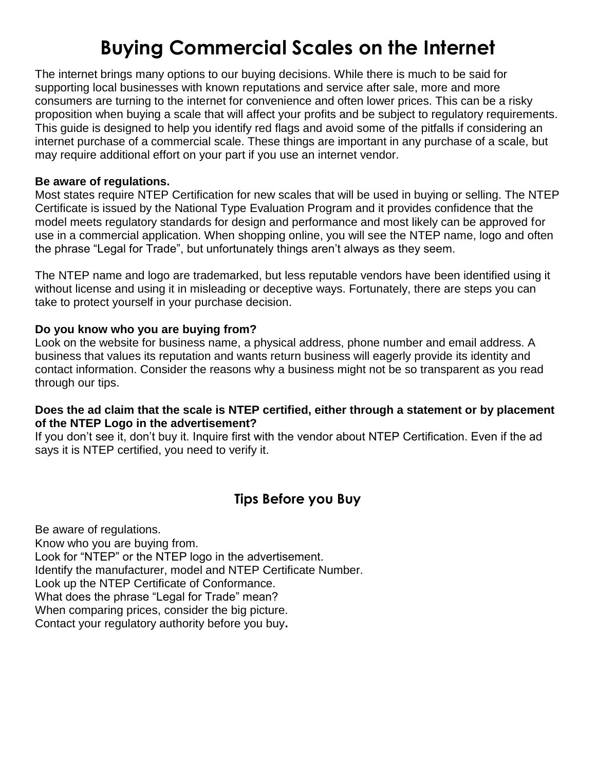# Buying Commercial Scales on the Internet

The internet brings many options to our buying decisions. While there is much to be said for supporting local businesses with known reputations and service after sale, more and more consumers are turning to the internet for convenience and often lower prices. This can be a risky proposition when buying a scale that will affect your profits and be subject to regulatory requirements. This guide is designed to help you identify red flags and avoid some of the pitfalls if considering an internet purchase of a commercial scale. These things are important in any purchase of a scale, but may require additional effort on your part if you use an internet vendor.

**Be aware of regulations.**
Most states require NTEP Certification for new scales that will be used in buying or selling. The NTEP Certificate is issued by the National Type Evaluation Program and it provides confidence that the model meets regulatory standards for design and performance and most likely can be approved for use in a commercial application. When shopping online, you will see the NTEP name, logo and often the phrase "Legal for Trade", but unfortunately things aren't always as they seem.

The NTEP name and logo are trademarked, but less reputable vendors have been identified using it without license and using it in misleading or deceptive ways. Fortunately, there are steps you can take to protect yourself in your purchase decision.

**Do you know who you are buying from?**
Look on the website for business name, a physical address, phone number and email address. A business that values its reputation and wants return business will eagerly provide its identity and contact information. Consider the reasons why a business might not be so transparent as you read through our tips.

**Does the ad claim that the scale is NTEP certified, either through a statement or by placement of the NTEP Logo in the advertisement?**
If you don't see it, don't buy it. Inquire first with the vendor about NTEP Certification. Even if the ad says it is NTEP certified, you need to verify it.

## Tips Before you Buy

Be aware of regulations.
Know who you are buying from.
Look for "NTEP" or the NTEP logo in the advertisement.
Identify the manufacturer, model and NTEP Certificate Number.
Look up the NTEP Certificate of Conformance.
What does the phrase "Legal for Trade" mean?
When comparing prices, consider the big picture.
Contact your regulatory authority before you buy.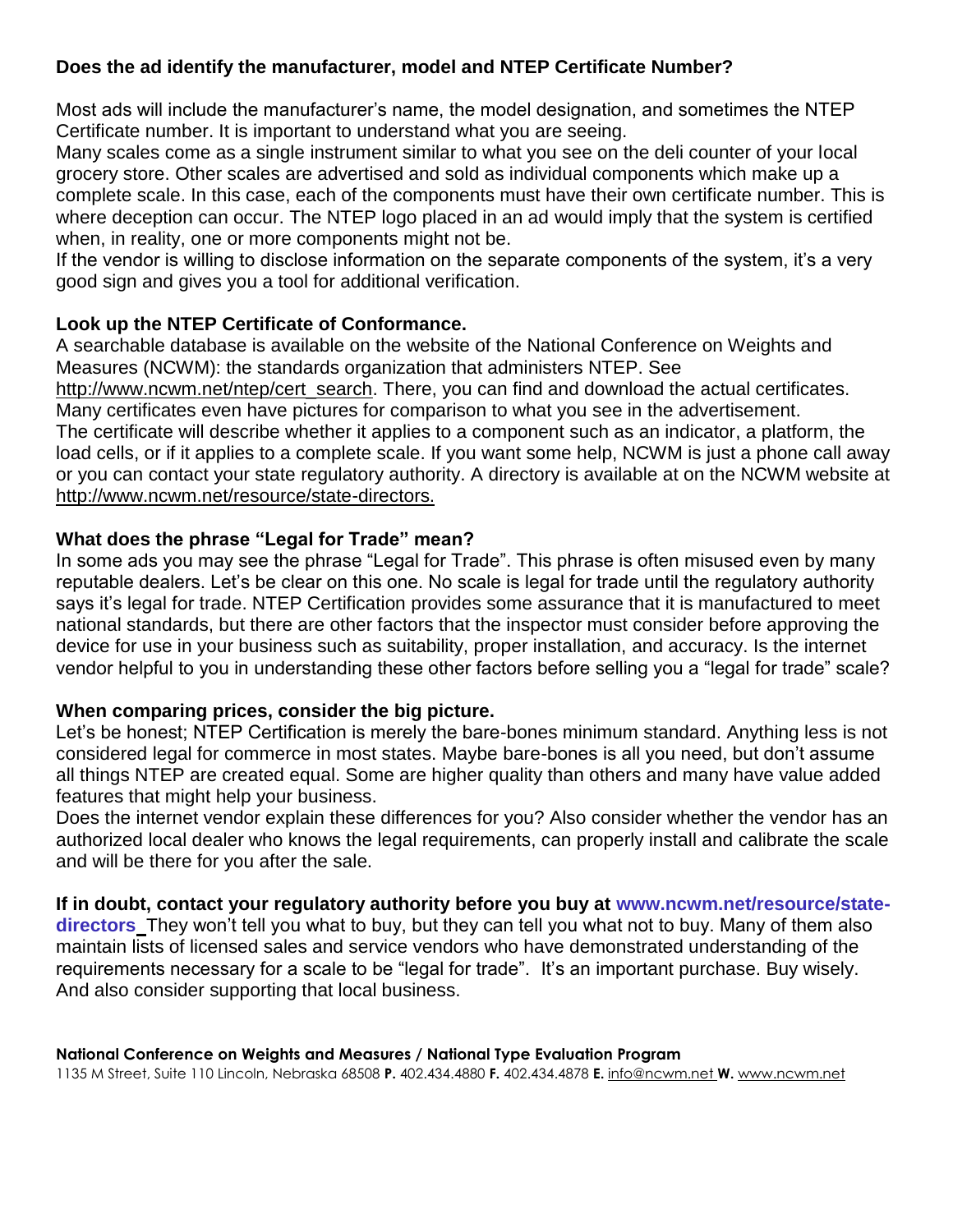**Does the ad identify the manufacturer, model and NTEP Certificate Number?**

Most ads will include the manufacturer's name, the model designation, and sometimes the NTEP Certificate number. It is important to understand what you are seeing.
Many scales come as a single instrument similar to what you see on the deli counter of your local grocery store. Other scales are advertised and sold as individual components which make up a complete scale. In this case, each of the components must have their own certificate number. This is where deception can occur. The NTEP logo placed in an ad would imply that the system is certified when, in reality, one or more components might not be.
If the vendor is willing to disclose information on the separate components of the system, it's a very good sign and gives you a tool for additional verification.

**Look up the NTEP Certificate of Conformance.**
A searchable database is available on the website of the National Conference on Weights and Measures (NCWM): the standards organization that administers NTEP. See http://www.ncwm.net/ntep/cert_search. There, you can find and download the actual certificates. Many certificates even have pictures for comparison to what you see in the advertisement.
The certificate will describe whether it applies to a component such as an indicator, a platform, the load cells, or if it applies to a complete scale. If you want some help, NCWM is just a phone call away or you can contact your state regulatory authority. A directory is available at on the NCWM website at http://www.ncwm.net/resource/state-directors.

**What does the phrase "Legal for Trade" mean?**
In some ads you may see the phrase "Legal for Trade". This phrase is often misused even by many reputable dealers. Let's be clear on this one. No scale is legal for trade until the regulatory authority says it's legal for trade. NTEP Certification provides some assurance that it is manufactured to meet national standards, but there are other factors that the inspector must consider before approving the device for use in your business such as suitability, proper installation, and accuracy. Is the internet vendor helpful to you in understanding these other factors before selling you a "legal for trade" scale?

**When comparing prices, consider the big picture.**
Let's be honest; NTEP Certification is merely the bare-bones minimum standard. Anything less is not considered legal for commerce in most states. Maybe bare-bones is all you need, but don't assume all things NTEP are created equal. Some are higher quality than others and many have value added features that might help your business.
Does the internet vendor explain these differences for you? Also consider whether the vendor has an authorized local dealer who knows the legal requirements, can properly install and calibrate the scale and will be there for you after the sale.

**If in doubt, contact your regulatory authority before you buy at www.ncwm.net/resource/state-directors** They won't tell you what to buy, but they can tell you what not to buy. Many of them also maintain lists of licensed sales and service vendors who have demonstrated understanding of the requirements necessary for a scale to be "legal for trade". It's an important purchase. Buy wisely. And also consider supporting that local business.

**National Conference on Weights and Measures / National Type Evaluation Program**
1135 M Street, Suite 110 Lincoln, Nebraska 68508 **P.** 402.434.4880 **F.** 402.434.4878 **E.** info@ncwm.net **W.** www.ncwm.net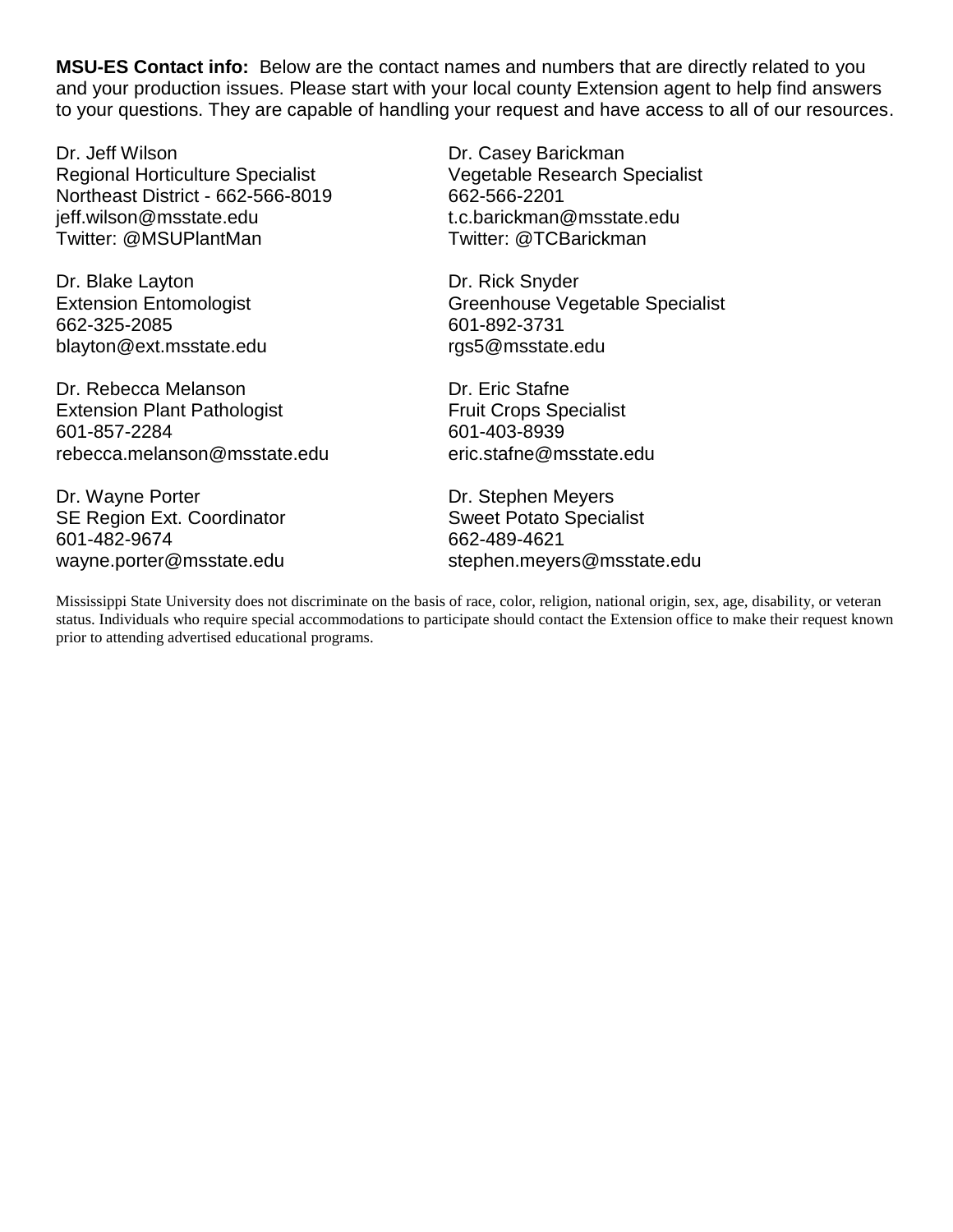**MSU-ES Contact info:** Below are the contact names and numbers that are directly related to you and your production issues. Please start with your local county Extension agent to help find answers to your questions. They are capable of handling your request and have access to all of our resources.

Dr. Jeff Wilson
Regional Horticulture Specialist
Northeast District - 662-566-8019
jeff.wilson@msstate.edu
Twitter: @MSUPlantMan

Dr. Blake Layton
Extension Entomologist
662-325-2085
blayton@ext.msstate.edu

Dr. Rebecca Melanson
Extension Plant Pathologist
601-857-2284
rebecca.melanson@msstate.edu

Dr. Wayne Porter
SE Region Ext. Coordinator
601-482-9674
wayne.porter@msstate.edu

Dr. Casey Barickman
Vegetable Research Specialist
662-566-2201
t.c.barickman@msstate.edu
Twitter: @TCBarickman

Dr. Rick Snyder
Greenhouse Vegetable Specialist
601-892-3731
rgs5@msstate.edu

Dr. Eric Stafne
Fruit Crops Specialist
601-403-8939
eric.stafne@msstate.edu

Dr. Stephen Meyers
Sweet Potato Specialist
662-489-4621
stephen.meyers@msstate.edu

Mississippi State University does not discriminate on the basis of race, color, religion, national origin, sex, age, disability, or veteran status. Individuals who require special accommodations to participate should contact the Extension office to make their request known prior to attending advertised educational programs.